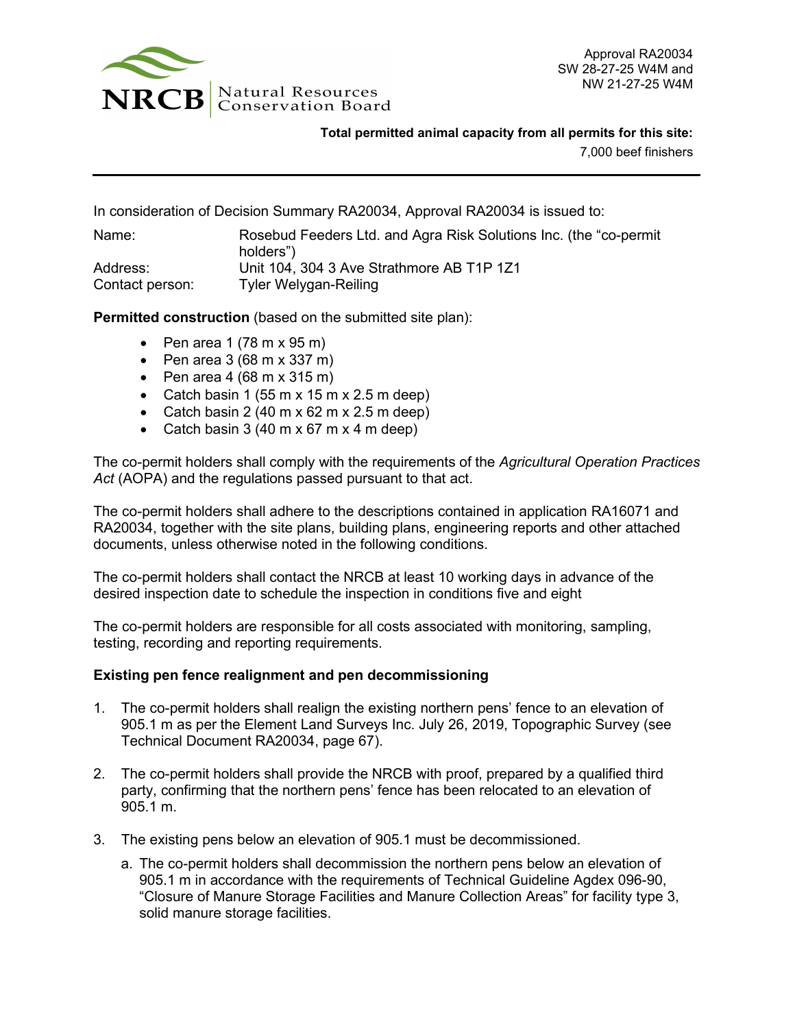NRCB Natural Resources Conservation Board

Approval RA20034
SW 28-27-25 W4M and
NW 21-27-25 W4M

**Total permitted animal capacity from all permits for this site:**
7,000 beef finishers

---

In consideration of Decision Summary RA20034, Approval RA20034 is issued to:

Name: Rosebud Feeders Ltd. and Agra Risk Solutions Inc. (the "co-permit holders")
Address: Unit 104, 304 3 Ave Strathmore AB T1P 1Z1
Contact person: Tyler Welygan-Reiling

**Permitted construction** (based on the submitted site plan):

- Pen area 1 (78 m x 95 m)
- Pen area 3 (68 m x 337 m)
- Pen area 4 (68 m x 315 m)
- Catch basin 1 (55 m x 15 m x 2.5 m deep)
- Catch basin 2 (40 m x 62 m x 2.5 m deep)
- Catch basin 3 (40 m x 67 m x 4 m deep)

The co-permit holders shall comply with the requirements of the *Agricultural Operation Practices Act* (AOPA) and the regulations passed pursuant to that act.

The co-permit holders shall adhere to the descriptions contained in application RA16071 and RA20034, together with the site plans, building plans, engineering reports and other attached documents, unless otherwise noted in the following conditions.

The co-permit holders shall contact the NRCB at least 10 working days in advance of the desired inspection date to schedule the inspection in conditions five and eight

The co-permit holders are responsible for all costs associated with monitoring, sampling, testing, recording and reporting requirements.

**Existing pen fence realignment and pen decommissioning**

1. The co-permit holders shall realign the existing northern pens' fence to an elevation of 905.1 m as per the Element Land Surveys Inc. July 26, 2019, Topographic Survey (see Technical Document RA20034, page 67).

2. The co-permit holders shall provide the NRCB with proof, prepared by a qualified third party, confirming that the northern pens' fence has been relocated to an elevation of 905.1 m.

3. The existing pens below an elevation of 905.1 must be decommissioned.

   a. The co-permit holders shall decommission the northern pens below an elevation of 905.1 m in accordance with the requirements of Technical Guideline Agdex 096-90, "Closure of Manure Storage Facilities and Manure Collection Areas" for facility type 3, solid manure storage facilities.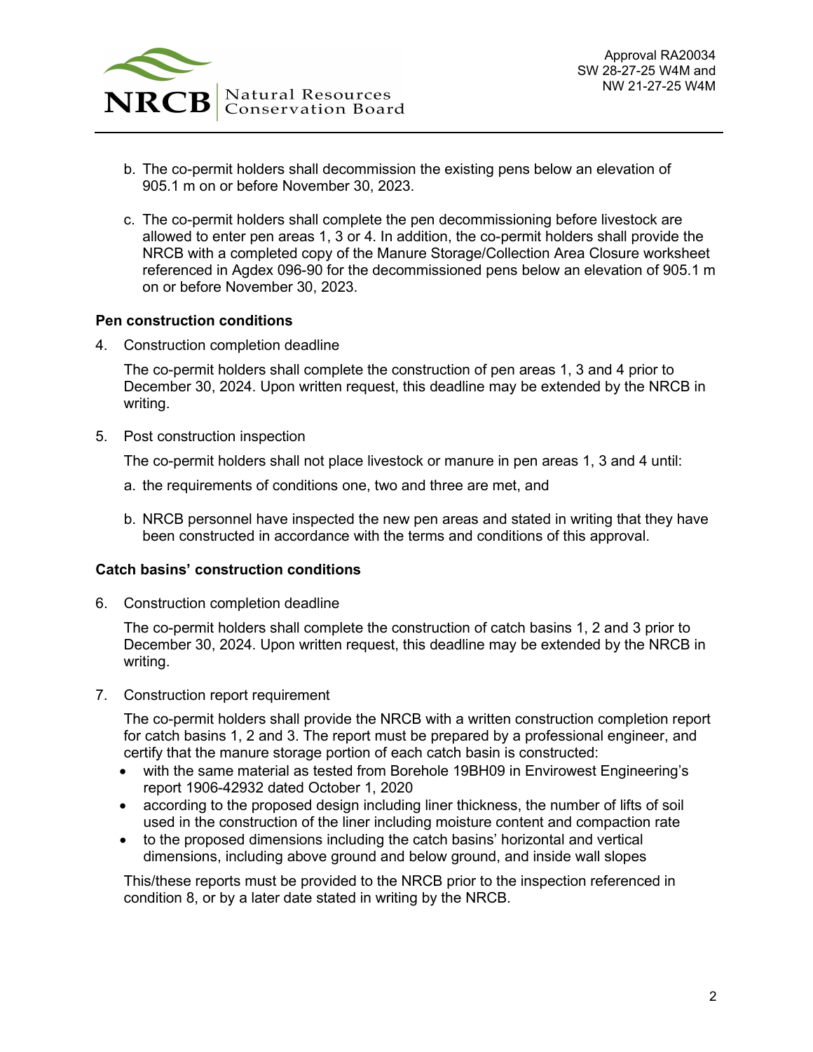b. The co-permit holders shall decommission the existing pens below an elevation of 905.1 m on or before November 30, 2023.

c. The co-permit holders shall complete the pen decommissioning before livestock are allowed to enter pen areas 1, 3 or 4. In addition, the co-permit holders shall provide the NRCB with a completed copy of the Manure Storage/Collection Area Closure worksheet referenced in Agdex 096-90 for the decommissioned pens below an elevation of 905.1 m on or before November 30, 2023.

**Pen construction conditions**

4. Construction completion deadline

   The co-permit holders shall complete the construction of pen areas 1, 3 and 4 prior to December 30, 2024. Upon written request, this deadline may be extended by the NRCB in writing.

5. Post construction inspection

   The co-permit holders shall not place livestock or manure in pen areas 1, 3 and 4 until:

   a. the requirements of conditions one, two and three are met, and

   b. NRCB personnel have inspected the new pen areas and stated in writing that they have been constructed in accordance with the terms and conditions of this approval.

**Catch basins' construction conditions**

6. Construction completion deadline

   The co-permit holders shall complete the construction of catch basins 1, 2 and 3 prior to December 30, 2024. Upon written request, this deadline may be extended by the NRCB in writing.

7. Construction report requirement

   The co-permit holders shall provide the NRCB with a written construction completion report for catch basins 1, 2 and 3. The report must be prepared by a professional engineer, and certify that the manure storage portion of each catch basin is constructed:

   - with the same material as tested from Borehole 19BH09 in Envirowest Engineering's report 1906-42932 dated October 1, 2020
   - according to the proposed design including liner thickness, the number of lifts of soil used in the construction of the liner including moisture content and compaction rate
   - to the proposed dimensions including the catch basins' horizontal and vertical dimensions, including above ground and below ground, and inside wall slopes

   This/these reports must be provided to the NRCB prior to the inspection referenced in condition 8, or by a later date stated in writing by the NRCB.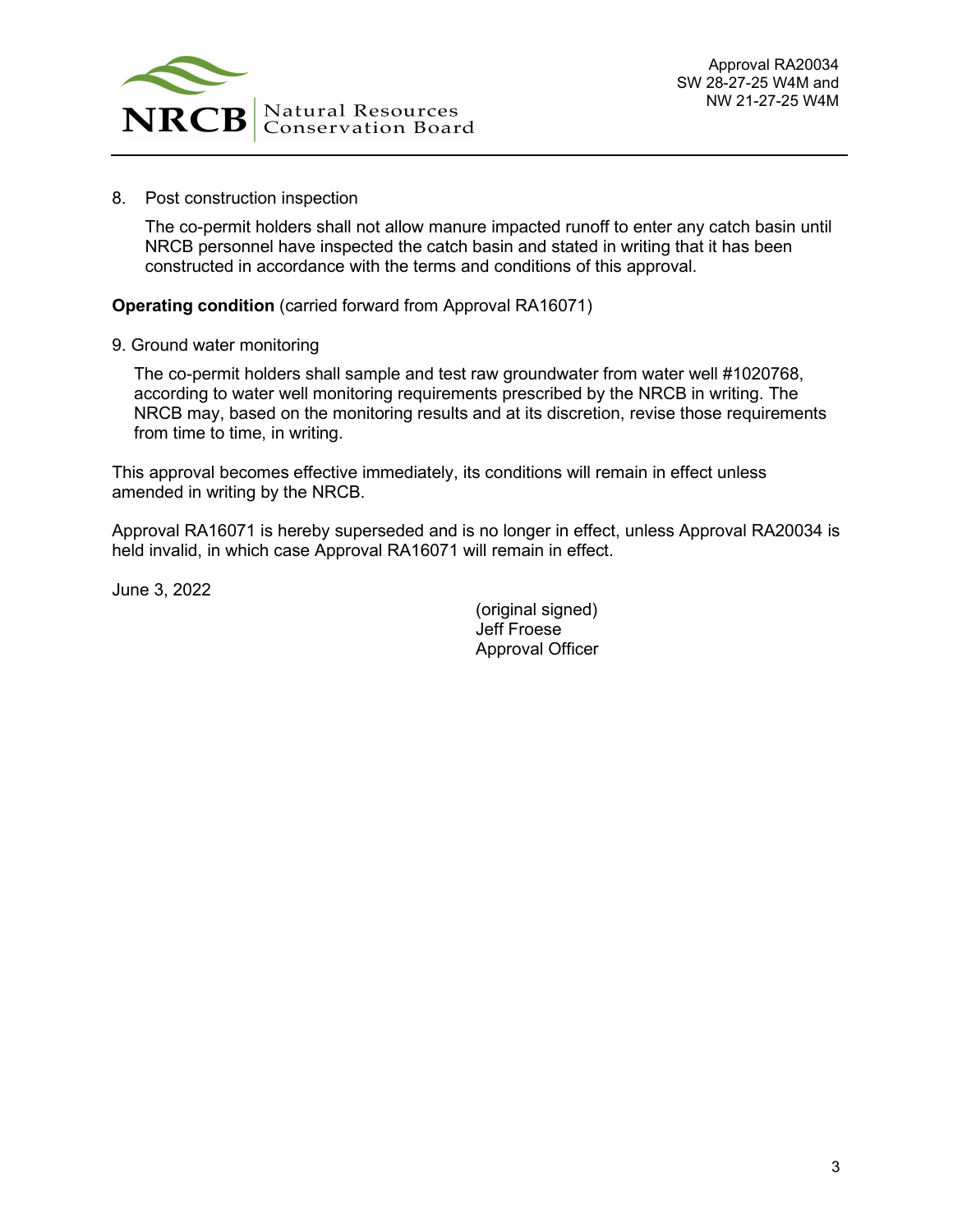8. Post construction inspection

   The co-permit holders shall not allow manure impacted runoff to enter any catch basin until NRCB personnel have inspected the catch basin and stated in writing that it has been constructed in accordance with the terms and conditions of this approval.

**Operating condition** (carried forward from Approval RA16071)

9. Ground water monitoring

   The co-permit holders shall sample and test raw groundwater from water well #1020768, according to water well monitoring requirements prescribed by the NRCB in writing. The NRCB may, based on the monitoring results and at its discretion, revise those requirements from time to time, in writing.

This approval becomes effective immediately, its conditions will remain in effect unless amended in writing by the NRCB.

Approval RA16071 is hereby superseded and is no longer in effect, unless Approval RA20034 is held invalid, in which case Approval RA16071 will remain in effect.

June 3, 2022

(original signed)
Jeff Froese
Approval Officer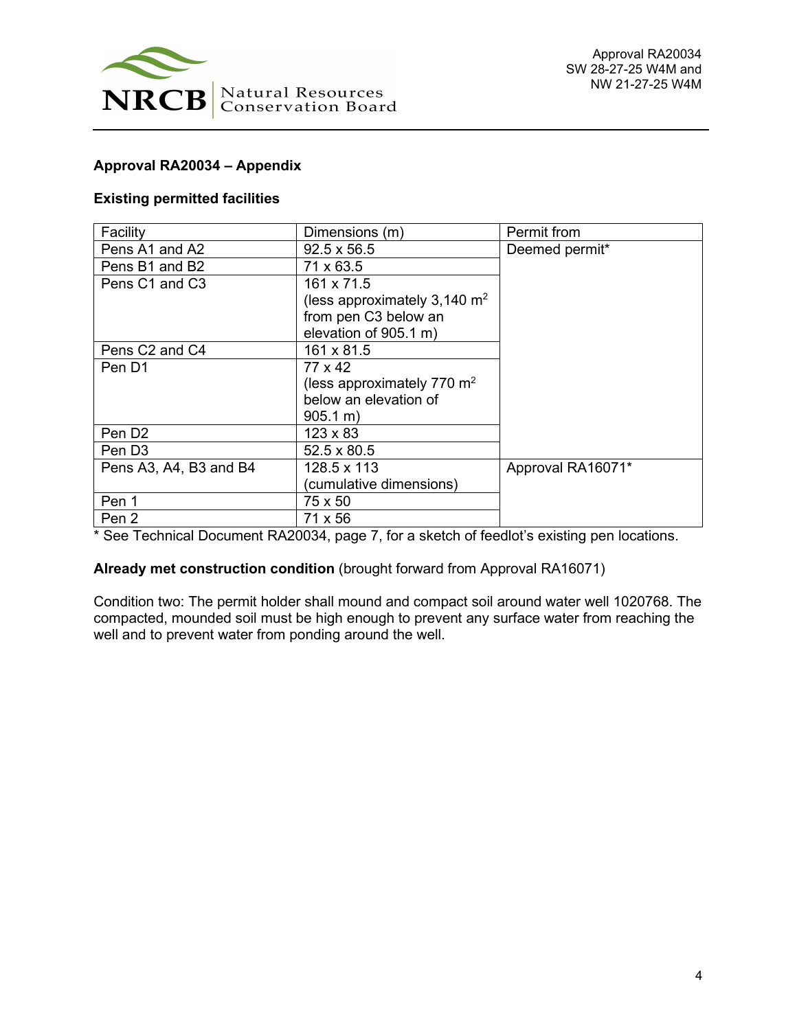**Approval RA20034 – Appendix**

**Existing permitted facilities**

| Facility | Dimensions (m) | Permit from |
|---|---|---|
| Pens A1 and A2 | 92.5 x 56.5 | Deemed permit* |
| Pens B1 and B2 | 71 x 63.5 | |
| Pens C1 and C3 | 161 x 71.5 (less approximately 3,140 $m^2$ from pen C3 below an elevation of 905.1 m) | |
| Pens C2 and C4 | 161 x 81.5 | |
| Pen D1 | 77 x 42 (less approximately 770 $m^2$ below an elevation of 905.1 m) | |
| Pen D2 | 123 x 83 | |
| Pen D3 | 52.5 x 80.5 | |
| Pens A3, A4, B3 and B4 | 128.5 x 113 (cumulative dimensions) | Approval RA16071* |
| Pen 1 | 75 x 50 | |
| Pen 2 | 71 x 56 | |

* See Technical Document RA20034, page 7, for a sketch of feedlot's existing pen locations.

**Already met construction condition** (brought forward from Approval RA16071)

Condition two: The permit holder shall mound and compact soil around water well 1020768. The compacted, mounded soil must be high enough to prevent any surface water from reaching the well and to prevent water from ponding around the well.